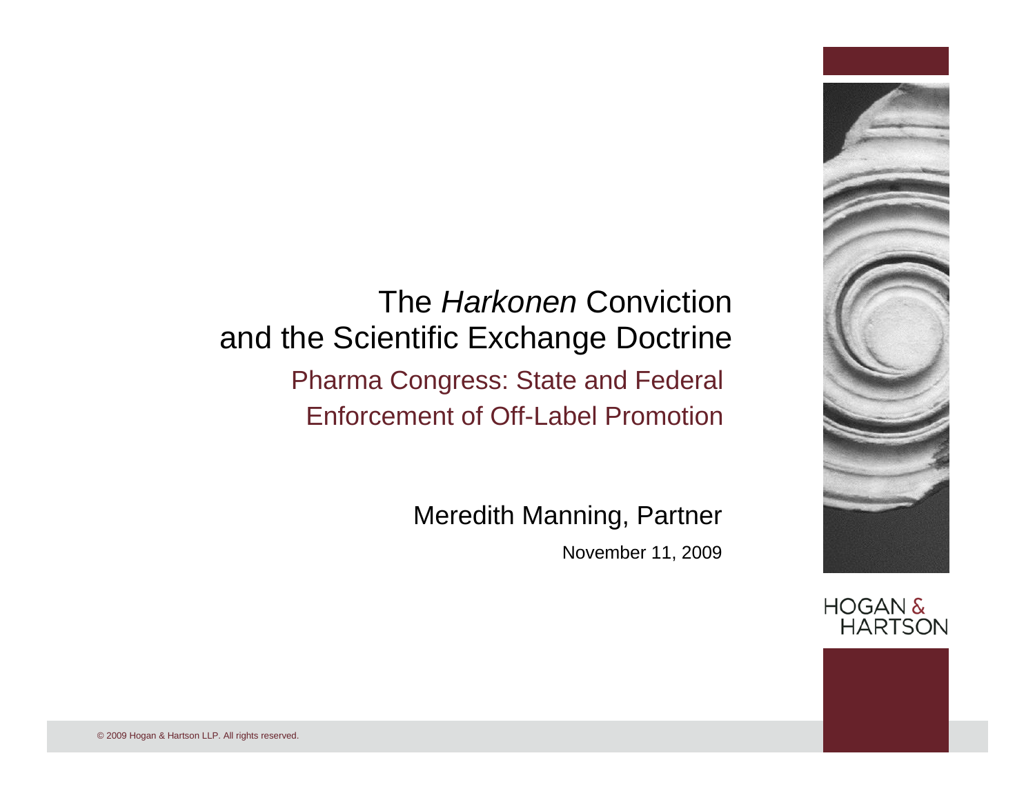# The *Harkonen* Conviction and the Scientific Exchange Doctrine

## Pharma Congress: State and Federal Enforcement of Off-Label Promotion

Meredith Manning, Partner

November 11, 2009

HOGAN & HARTSON

© 2009 Hogan & Hartson LLP. All rights reserved.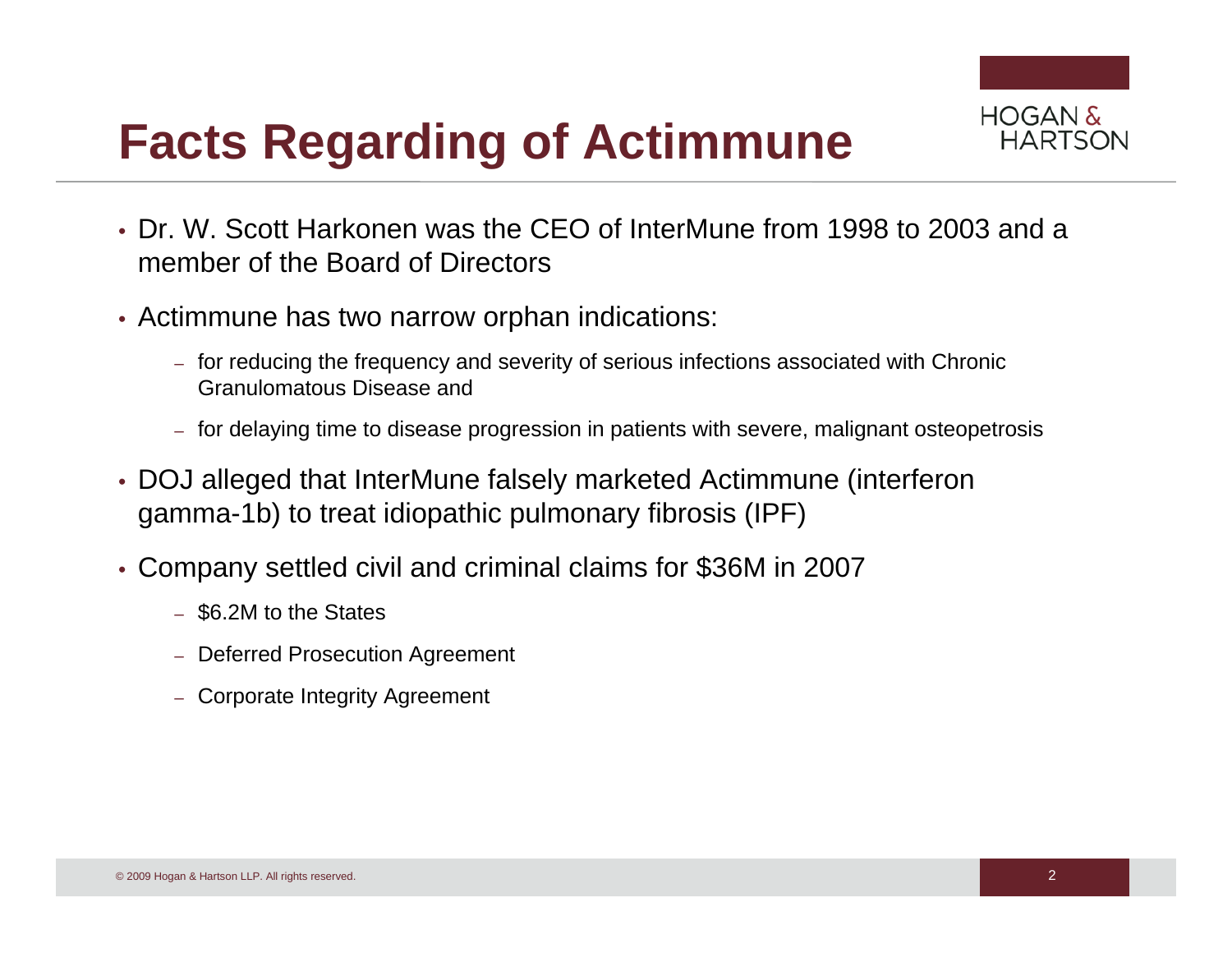# Facts Regarding of Actimmune

- Dr. W. Scott Harkonen was the CEO of InterMune from 1998 to 2003 and a member of the Board of Directors
- Actimmune has two narrow orphan indications:
  - for reducing the frequency and severity of serious infections associated with Chronic Granulomatous Disease and
  - for delaying time to disease progression in patients with severe, malignant osteopetrosis
- DOJ alleged that InterMune falsely marketed Actimmune (interferon gamma-1b) to treat idiopathic pulmonary fibrosis (IPF)
- Company settled civil and criminal claims for $36M in 2007
  - $6.2M to the States
  - Deferred Prosecution Agreement
  - Corporate Integrity Agreement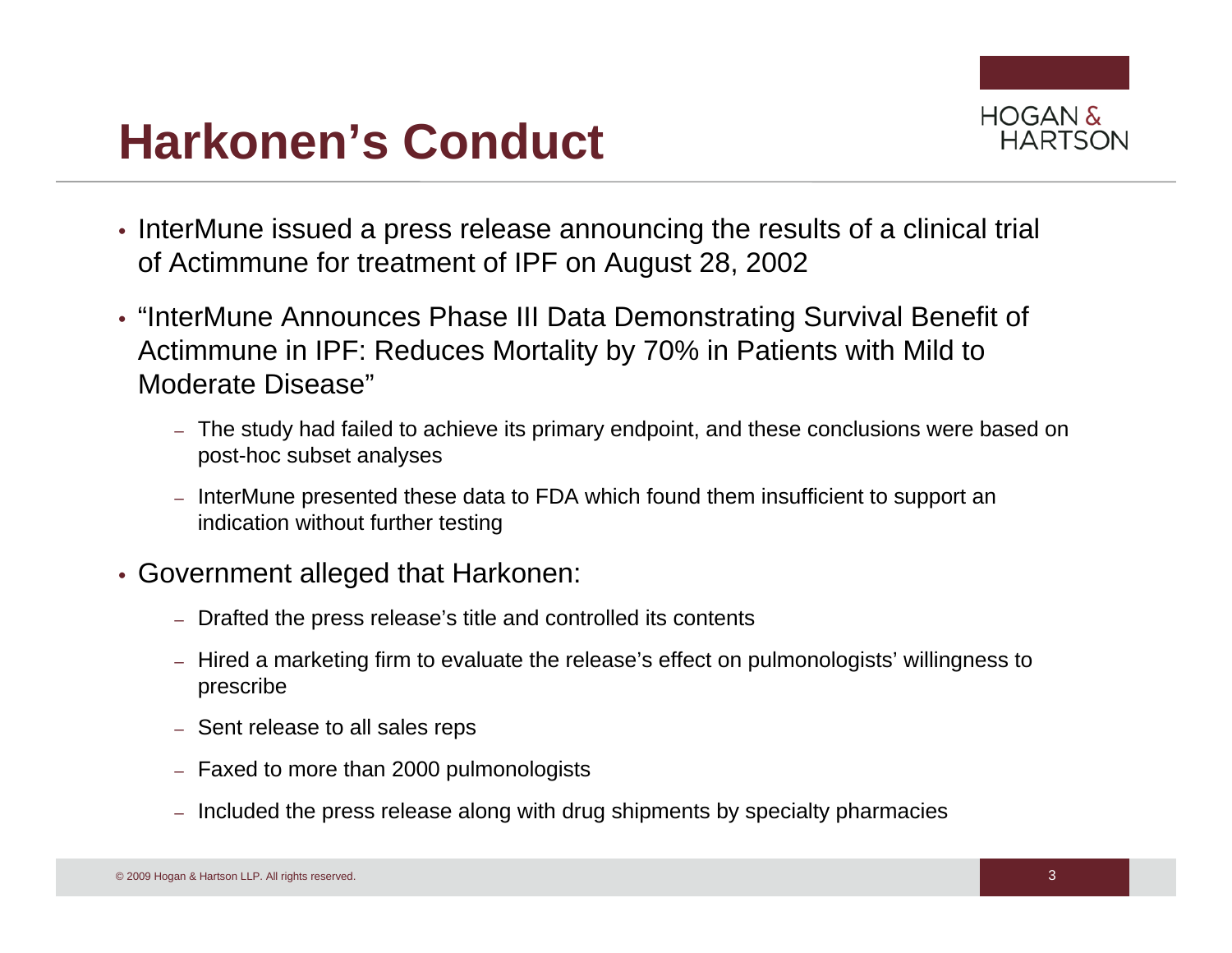# Harkonen's Conduct

- InterMune issued a press release announcing the results of a clinical trial of Actimmune for treatment of IPF on August 28, 2002
- "InterMune Announces Phase III Data Demonstrating Survival Benefit of Actimmune in IPF: Reduces Mortality by 70% in Patients with Mild to Moderate Disease"
  - The study had failed to achieve its primary endpoint, and these conclusions were based on post-hoc subset analyses
  - InterMune presented these data to FDA which found them insufficient to support an indication without further testing
- Government alleged that Harkonen:
  - Drafted the press release's title and controlled its contents
  - Hired a marketing firm to evaluate the release's effect on pulmonologists' willingness to prescribe
  - Sent release to all sales reps
  - Faxed to more than 2000 pulmonologists
  - Included the press release along with drug shipments by specialty pharmacies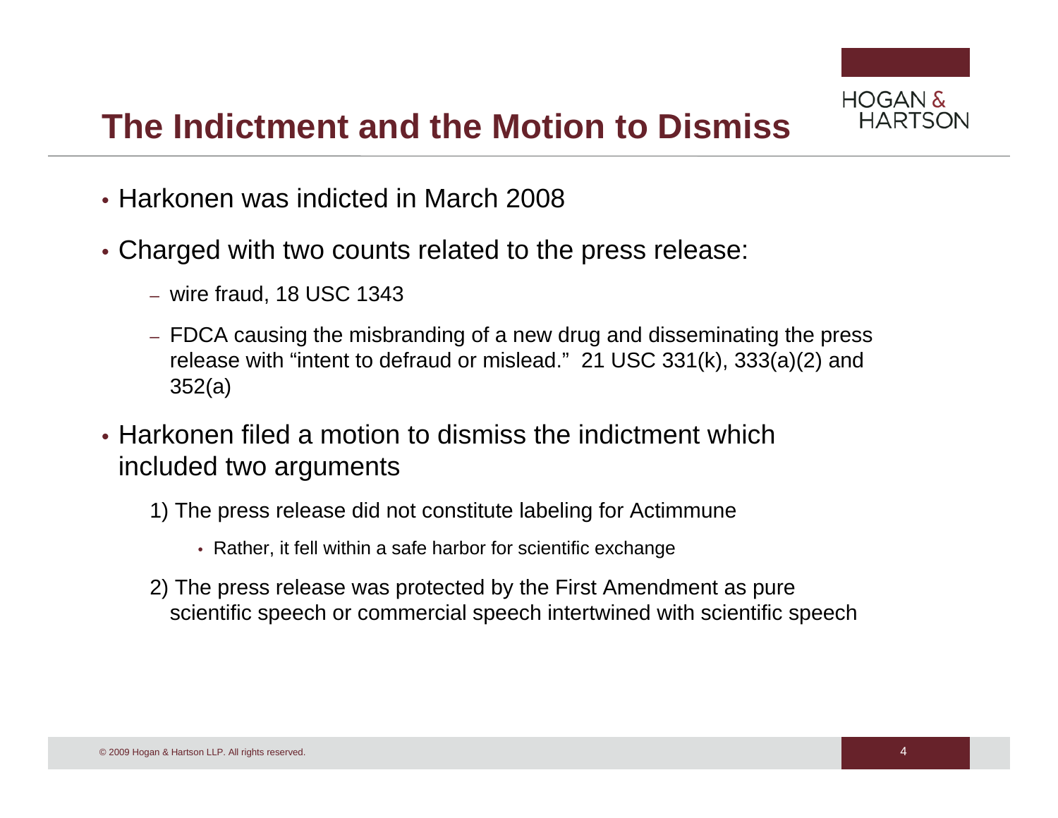# The Indictment and the Motion to Dismiss

- Harkonen was indicted in March 2008
- Charged with two counts related to the press release:
  - wire fraud, 18 USC 1343
  - FDCA causing the misbranding of a new drug and disseminating the press release with "intent to defraud or mislead." 21 USC 331(k), 333(a)(2) and 352(a)
- Harkonen filed a motion to dismiss the indictment which included two arguments

  1) The press release did not constitute labeling for Actimmune
     - Rather, it fell within a safe harbor for scientific exchange

  2) The press release was protected by the First Amendment as pure scientific speech or commercial speech intertwined with scientific speech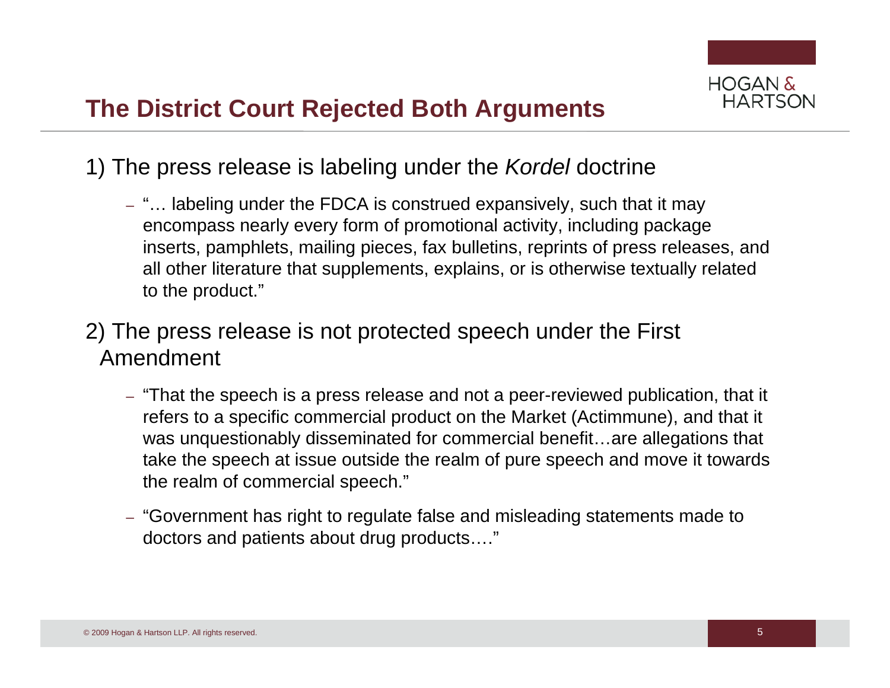# The District Court Rejected Both Arguments

1) The press release is labeling under the *Kordel* doctrine

- "… labeling under the FDCA is construed expansively, such that it may encompass nearly every form of promotional activity, including package inserts, pamphlets, mailing pieces, fax bulletins, reprints of press releases, and all other literature that supplements, explains, or is otherwise textually related to the product."

2) The press release is not protected speech under the First Amendment

- "That the speech is a press release and not a peer-reviewed publication, that it refers to a specific commercial product on the Market (Actimmune), and that it was unquestionably disseminated for commercial benefit…are allegations that take the speech at issue outside the realm of pure speech and move it towards the realm of commercial speech."
- "Government has right to regulate false and misleading statements made to doctors and patients about drug products…."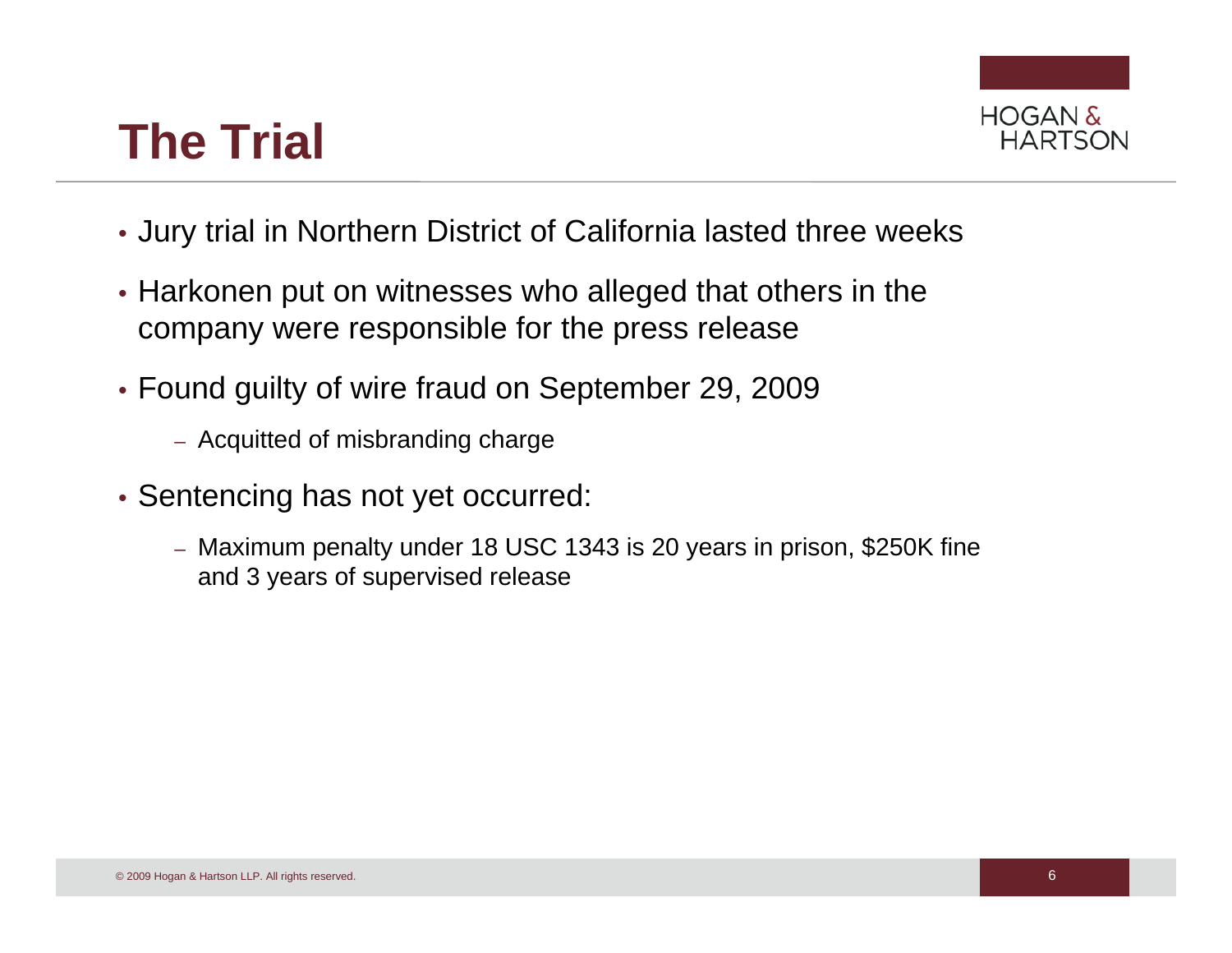# The Trial

- Jury trial in Northern District of California lasted three weeks
- Harkonen put on witnesses who alleged that others in the company were responsible for the press release
- Found guilty of wire fraud on September 29, 2009
  - Acquitted of misbranding charge
- Sentencing has not yet occurred:
  - Maximum penalty under 18 USC 1343 is 20 years in prison, $250K fine and 3 years of supervised release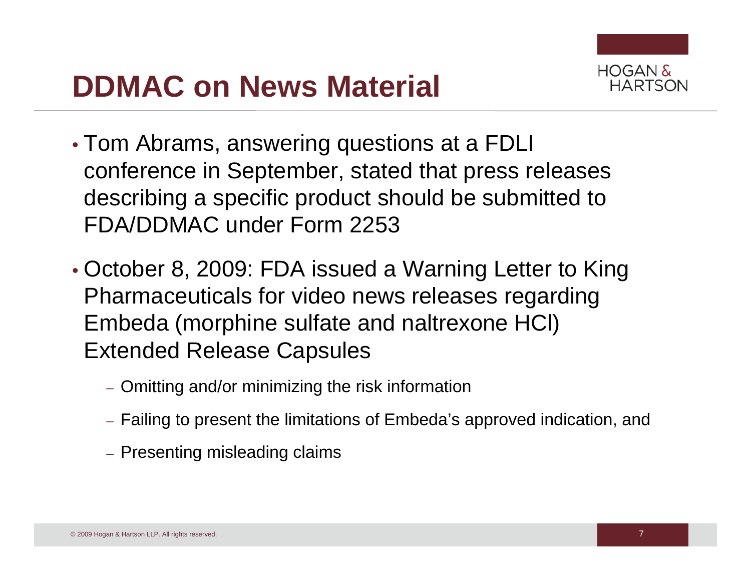# DDMAC on News Material

- Tom Abrams, answering questions at a FDLI conference in September, stated that press releases describing a specific product should be submitted to FDA/DDMAC under Form 2253
- October 8, 2009: FDA issued a Warning Letter to King Pharmaceuticals for video news releases regarding Embeda (morphine sulfate and naltrexone HCl) Extended Release Capsules
  - Omitting and/or minimizing the risk information
  - Failing to present the limitations of Embeda's approved indication, and
  - Presenting misleading claims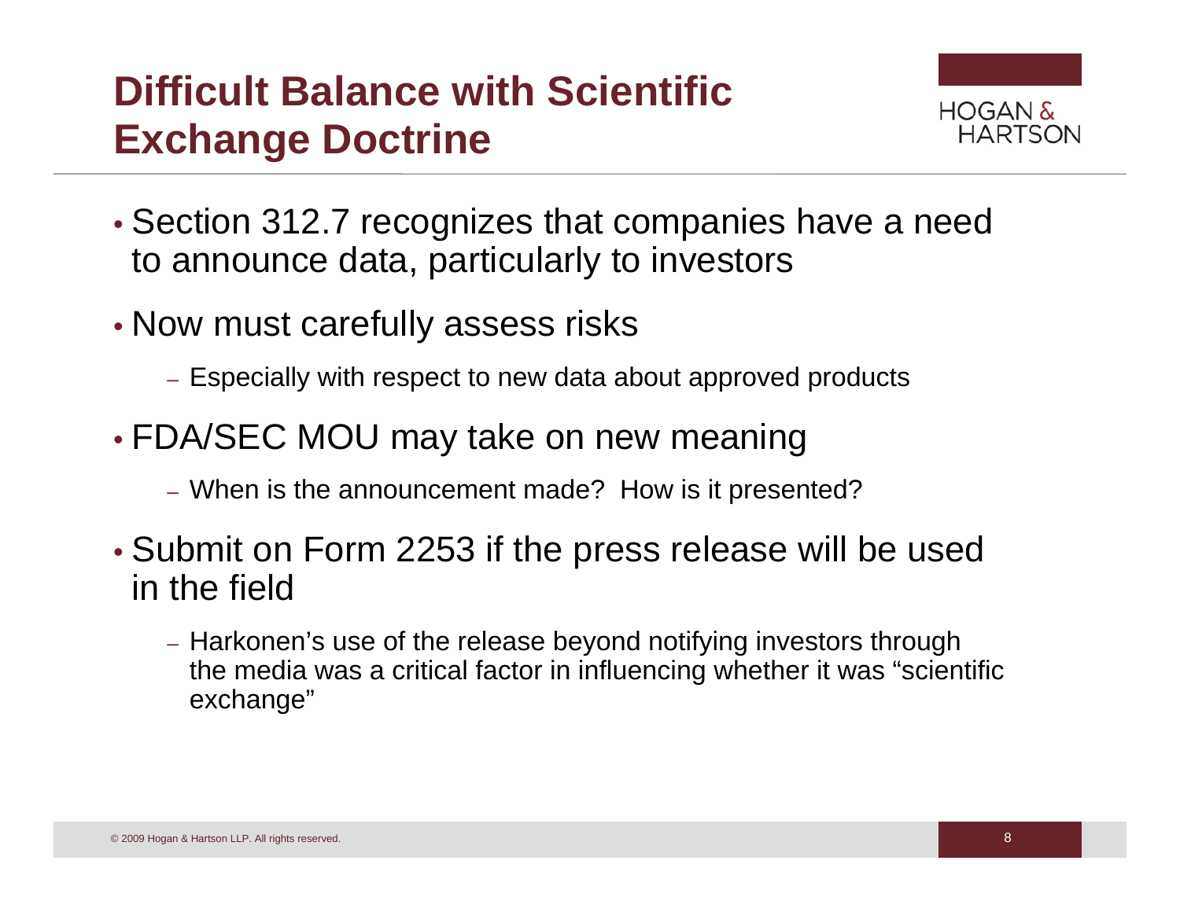# Difficult Balance with Scientific Exchange Doctrine

- Section 312.7 recognizes that companies have a need to announce data, particularly to investors
- Now must carefully assess risks
  - Especially with respect to new data about approved products
- FDA/SEC MOU may take on new meaning
  - When is the announcement made? How is it presented?
- Submit on Form 2253 if the press release will be used in the field
  - Harkonen's use of the release beyond notifying investors through the media was a critical factor in influencing whether it was "scientific exchange"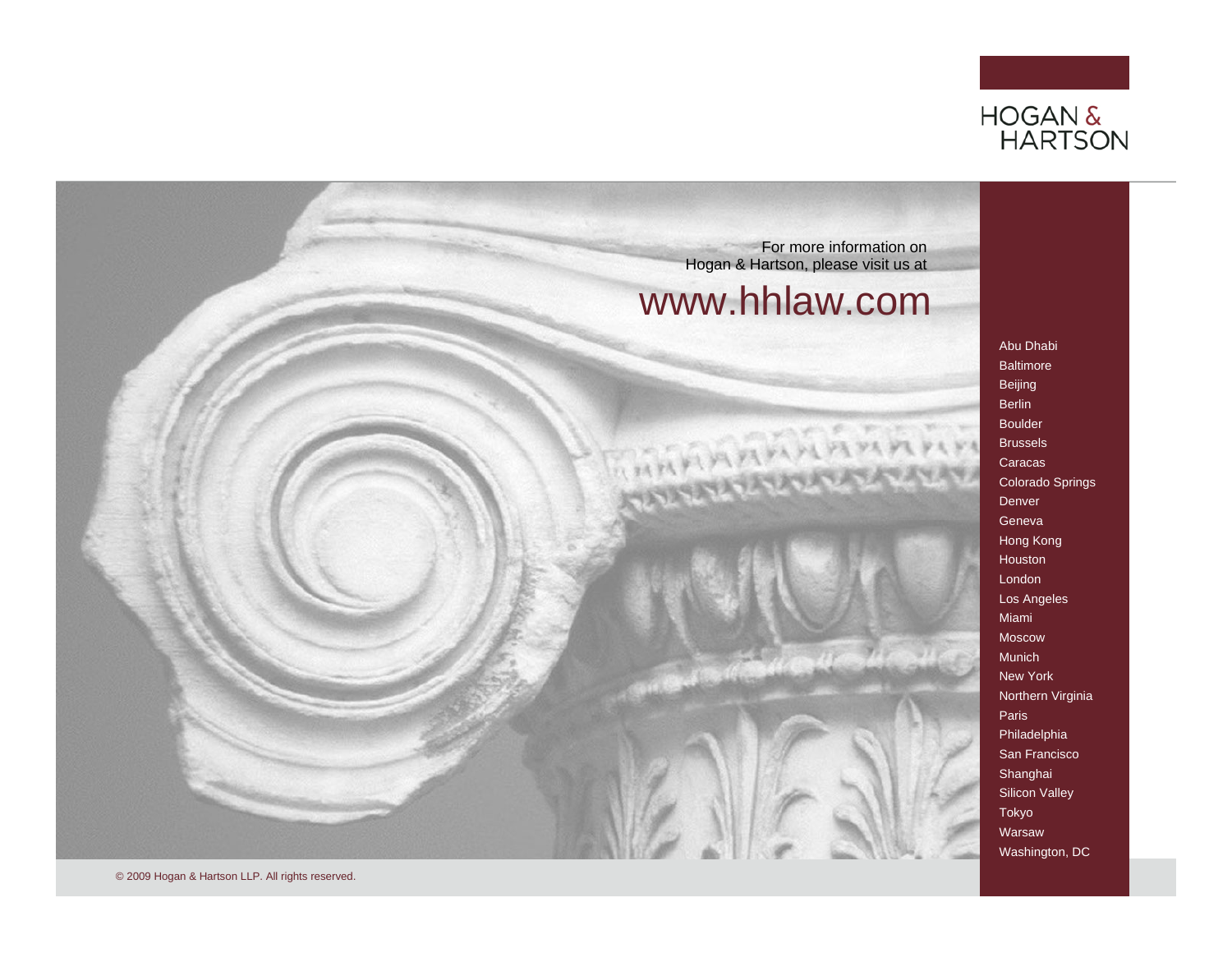HOGAN & HARTSON

For more information on Hogan & Hartson, please visit us at

## www.hhlaw.com

Abu Dhabi
Baltimore
Beijing
Berlin
Boulder
Brussels
Caracas
Colorado Springs
Denver
Geneva
Hong Kong
Houston
London
Los Angeles
Miami
Moscow
Munich
New York
Northern Virginia
Paris
Philadelphia
San Francisco
Shanghai
Silicon Valley
Tokyo
Warsaw
Washington, DC

© 2009 Hogan & Hartson LLP. All rights reserved.